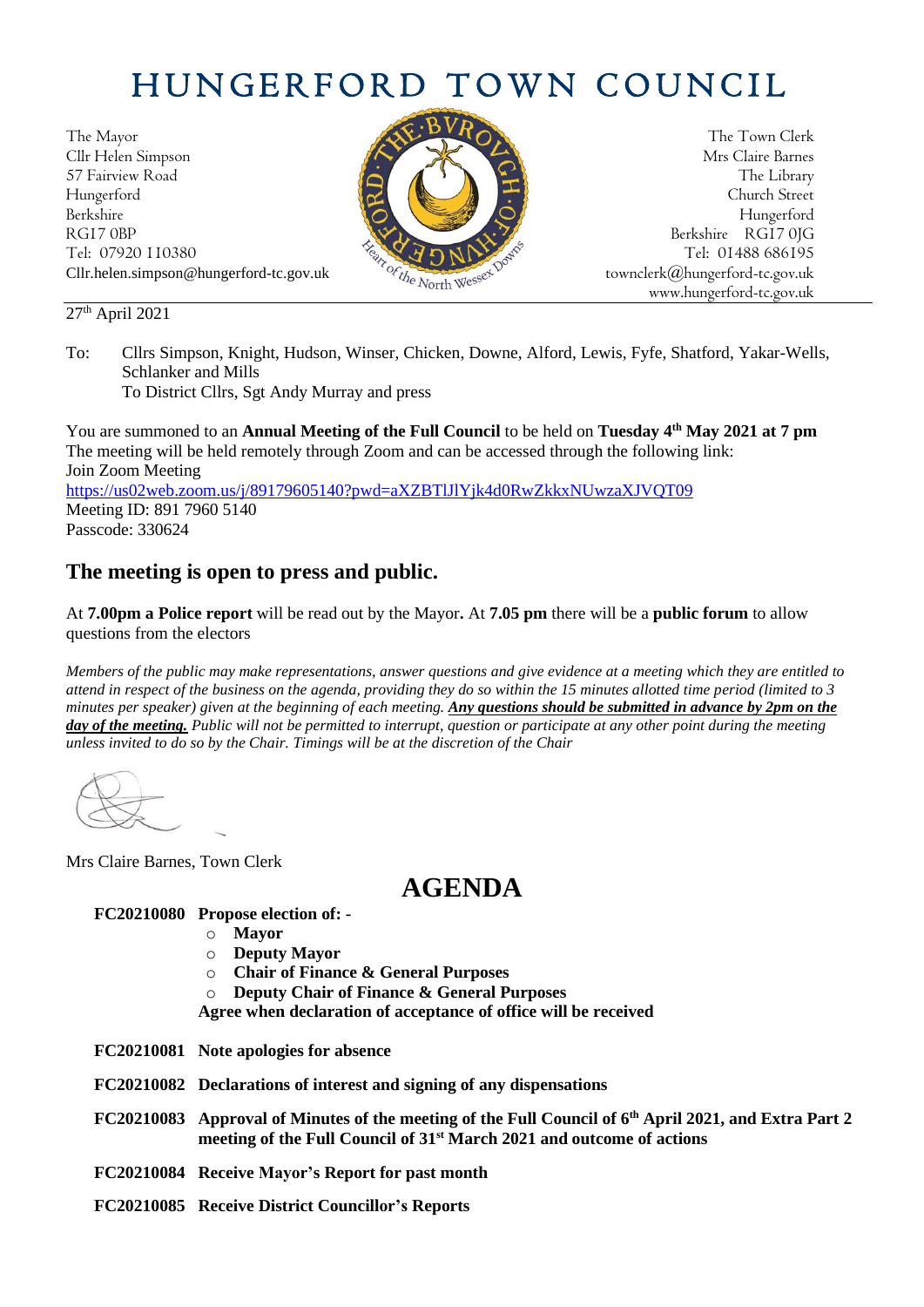# HUNGERFORD TOWN COUNCIL

The Mayor
Cllr Helen Simpson
57 Fairview Road
Hungerford
Berkshire
RG17 0BP
Tel: 07920 110380
Cllr.helen.simpson@hungerford-tc.gov.uk

The Town Clerk
Mrs Claire Barnes
The Library
Church Street
Hungerford
Berkshire RG17 0JG
Tel: 01488 686195
townclerk@hungerford-tc.gov.uk
www.hungerford-tc.gov.uk

27th April 2021

To: Cllrs Simpson, Knight, Hudson, Winser, Chicken, Downe, Alford, Lewis, Fyfe, Shatford, Yakar-Wells, Schlanker and Mills
To District Cllrs, Sgt Andy Murray and press

You are summoned to an **Annual Meeting of the Full Council** to be held on **Tuesday 4th May 2021 at 7 pm**
The meeting will be held remotely through Zoom and can be accessed through the following link:
Join Zoom Meeting
https://us02web.zoom.us/j/89179605140?pwd=aXZBTlJlYjk4d0RwZkkxNUwzaXJVQT09
Meeting ID: 891 7960 5140
Passcode: 330624

## The meeting is open to press and public.

At **7.00pm a Police report** will be read out by the Mayor**.** At **7.05 pm** there will be a **public forum** to allow questions from the electors

*Members of the public may make representations, answer questions and give evidence at a meeting which they are entitled to attend in respect of the business on the agenda, providing they do so within the 15 minutes allotted time period (limited to 3 minutes per speaker) given at the beginning of each meeting.* ***Any questions should be submitted in advance by 2pm on the day of the meeting.*** *Public will not be permitted to interrupt, question or participate at any other point during the meeting unless invited to do so by the Chair. Timings will be at the discretion of the Chair*

Mrs Claire Barnes, Town Clerk

# AGENDA

**FC20210080 Propose election of: -**
- **Mayor**
- **Deputy Mayor**
- **Chair of Finance & General Purposes**
- **Deputy Chair of Finance & General Purposes**

**Agree when declaration of acceptance of office will be received**

**FC20210081 Note apologies for absence**

**FC20210082 Declarations of interest and signing of any dispensations**

**FC20210083 Approval of Minutes of the meeting of the Full Council of 6th April 2021, and Extra Part 2 meeting of the Full Council of 31st March 2021 and outcome of actions**

**FC20210084 Receive Mayor's Report for past month**

**FC20210085 Receive District Councillor's Reports**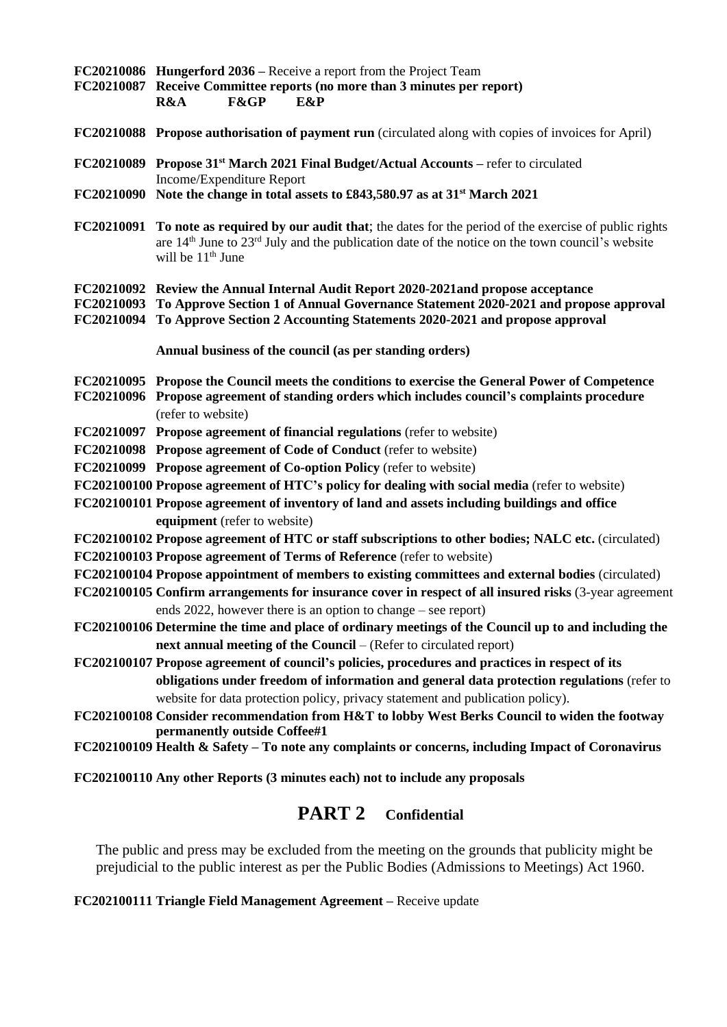**FC20210086** **Hungerford 2036 –** Receive a report from the Project Team

**FC20210087** **Receive Committee reports (no more than 3 minutes per report)**
**R&A** **F&GP** **E&P**

**FC20210088** **Propose authorisation of payment run** (circulated along with copies of invoices for April)

**FC20210089** **Propose 31st March 2021 Final Budget/Actual Accounts –** refer to circulated Income/Expenditure Report

**FC20210090** **Note the change in total assets to £843,580.97 as at 31st March 2021**

**FC20210091** **To note as required by our audit that**; the dates for the period of the exercise of public rights are 14th June to 23rd July and the publication date of the notice on the town council's website will be 11th June

**FC20210092** **Review the Annual Internal Audit Report 2020-2021and propose acceptance**

**FC20210093** **To Approve Section 1 of Annual Governance Statement 2020-2021 and propose approval**

**FC20210094** **To Approve Section 2 Accounting Statements 2020-2021 and propose approval**

**Annual business of the council (as per standing orders)**

**FC20210095** **Propose the Council meets the conditions to exercise the General Power of Competence**

**FC20210096** **Propose agreement of standing orders which includes council's complaints procedure** (refer to website)

**FC20210097** **Propose agreement of financial regulations** (refer to website)

**FC20210098** **Propose agreement of Code of Conduct** (refer to website)

**FC20210099** **Propose agreement of Co-option Policy** (refer to website)

**FC202100100** **Propose agreement of HTC's policy for dealing with social media** (refer to website)

**FC202100101** **Propose agreement of inventory of land and assets including buildings and office equipment** (refer to website)

**FC202100102** **Propose agreement of HTC or staff subscriptions to other bodies; NALC etc.** (circulated)

**FC202100103** **Propose agreement of Terms of Reference** (refer to website)

**FC202100104** **Propose appointment of members to existing committees and external bodies** (circulated)

**FC202100105** **Confirm arrangements for insurance cover in respect of all insured risks** (3-year agreement ends 2022, however there is an option to change – see report)

**FC202100106** **Determine the time and place of ordinary meetings of the Council up to and including the next annual meeting of the Council** – (Refer to circulated report)

**FC202100107** **Propose agreement of council's policies, procedures and practices in respect of its obligations under freedom of information and general data protection regulations** (refer to website for data protection policy, privacy statement and publication policy).

**FC202100108** **Consider recommendation from H&T to lobby West Berks Council to widen the footway permanently outside Coffee#1**

**FC202100109** **Health & Safety – To note any complaints or concerns, including Impact of Coronavirus**

**FC202100110** **Any other Reports (3 minutes each) not to include any proposals**

## PART 2 Confidential

The public and press may be excluded from the meeting on the grounds that publicity might be prejudicial to the public interest as per the Public Bodies (Admissions to Meetings) Act 1960.

**FC202100111** **Triangle Field Management Agreement –** Receive update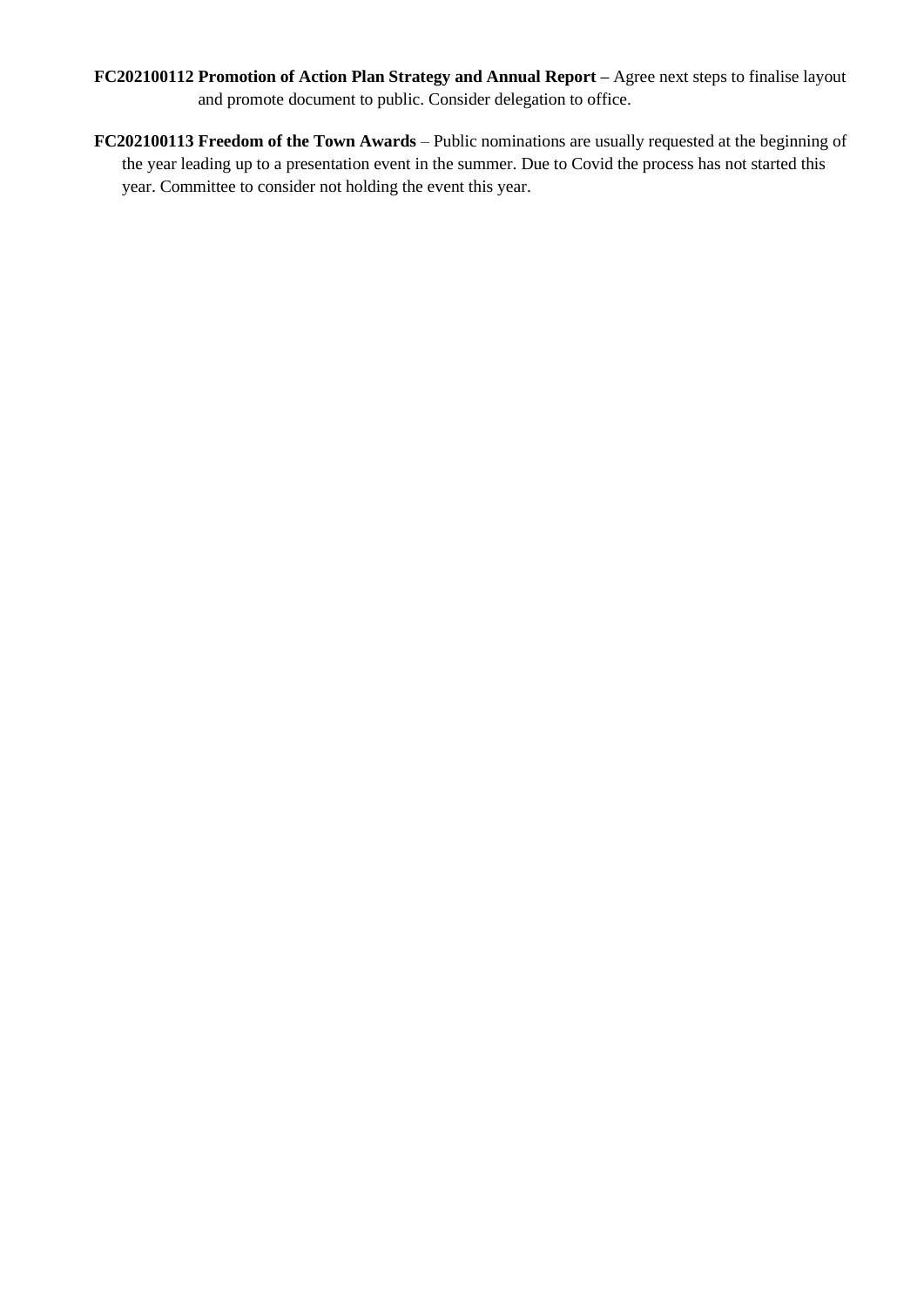**FC202100112 Promotion of Action Plan Strategy and Annual Report –** Agree next steps to finalise layout and promote document to public. Consider delegation to office.

**FC202100113 Freedom of the Town Awards** – Public nominations are usually requested at the beginning of the year leading up to a presentation event in the summer. Due to Covid the process has not started this year. Committee to consider not holding the event this year.